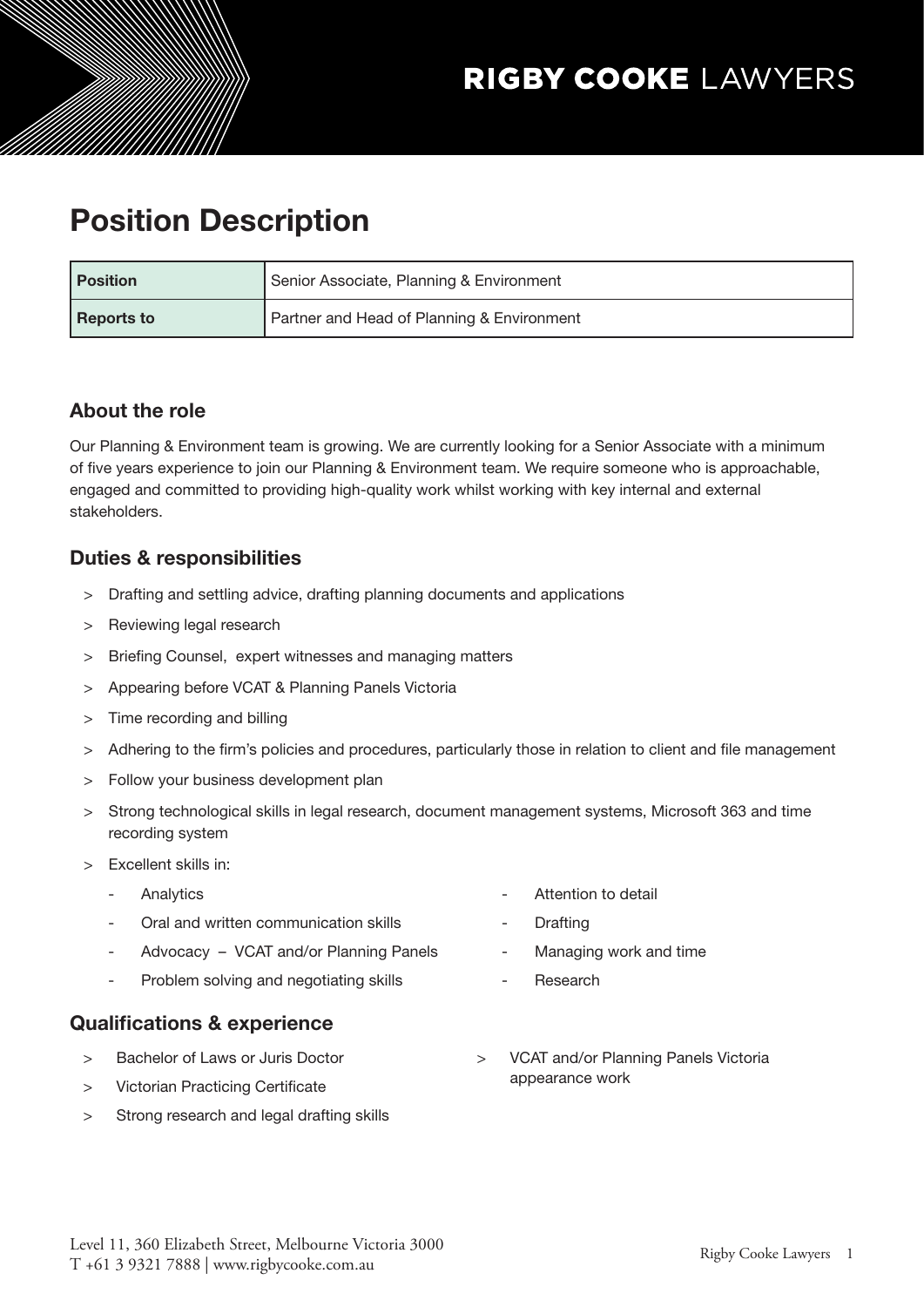RIGBY COOKE LAWYERS

# Position Description

| Position | Senior Associate, Planning & Environment |
| --- | --- |
| Reports to | Partner and Head of Planning & Environment |

## About the role

Our Planning & Environment team is growing. We are currently looking for a Senior Associate with a minimum of five years experience to join our Planning & Environment team. We require someone who is approachable, engaged and committed to providing high-quality work whilst working with key internal and external stakeholders.

## Duties & responsibilities

- Drafting and settling advice, drafting planning documents and applications
- Reviewing legal research
- Briefing Counsel, expert witnesses and managing matters
- Appearing before VCAT & Planning Panels Victoria
- Time recording and billing
- Adhering to the firm's policies and procedures, particularly those in relation to client and file management
- Follow your business development plan
- Strong technological skills in legal research, document management systems, Microsoft 363 and time recording system
- Excellent skills in:
  - Analytics
  - Oral and written communication skills
  - Advocacy – VCAT and/or Planning Panels
  - Problem solving and negotiating skills
  - Attention to detail
  - Drafting
  - Managing work and time
  - Research

## Qualifications & experience

- Bachelor of Laws or Juris Doctor
- Victorian Practicing Certificate
- Strong research and legal drafting skills
- VCAT and/or Planning Panels Victoria appearance work

Level 11, 360 Elizabeth Street, Melbourne Victoria 3000
T +61 3 9321 7888 | www.rigbycooke.com.au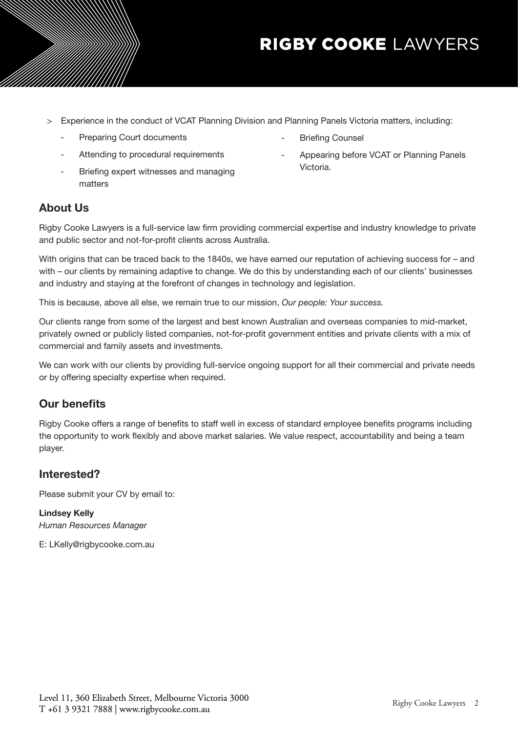- Experience in the conduct of VCAT Planning Division and Planning Panels Victoria matters, including:
  - Preparing Court documents
  - Attending to procedural requirements
  - Briefing expert witnesses and managing matters
  - Briefing Counsel
  - Appearing before VCAT or Planning Panels Victoria.

## About Us

Rigby Cooke Lawyers is a full-service law firm providing commercial expertise and industry knowledge to private and public sector and not-for-profit clients across Australia.

With origins that can be traced back to the 1840s, we have earned our reputation of achieving success for – and with – our clients by remaining adaptive to change. We do this by understanding each of our clients' businesses and industry and staying at the forefront of changes in technology and legislation.

This is because, above all else, we remain true to our mission, *Our people: Your success.*

Our clients range from some of the largest and best known Australian and overseas companies to mid-market, privately owned or publicly listed companies, not-for-profit government entities and private clients with a mix of commercial and family assets and investments.

We can work with our clients by providing full-service ongoing support for all their commercial and private needs or by offering specialty expertise when required.

## Our benefits

Rigby Cooke offers a range of benefits to staff well in excess of standard employee benefits programs including the opportunity to work flexibly and above market salaries. We value respect, accountability and being a team player.

## Interested?

Please submit your CV by email to:

**Lindsey Kelly**
*Human Resources Manager*

E: LKelly@rigbycooke.com.au

Level 11, 360 Elizabeth Street, Melbourne Victoria 3000
T +61 3 9321 7888 | www.rigbycooke.com.au